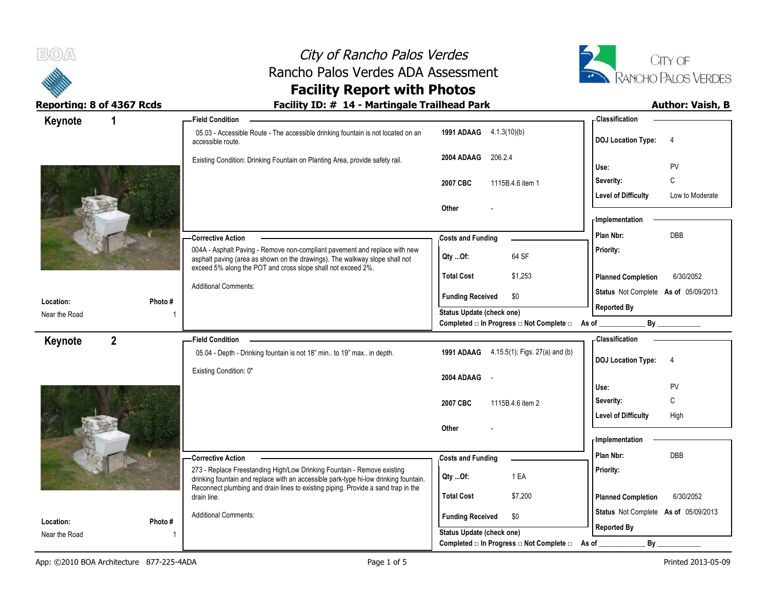# City of Rancho Palos Verdes
## Rancho Palos Verdes ADA Assessment
## Facility Report with Photos

**Reporting: 8 of 4367 Rcds**

**Facility ID: # 14 - Martingale Trailhead Park**

**Author: Vaish, B**

---

## Keynote 1

**Location:** Near the Road
**Photo #:** 1

**Field Condition**

05.03 - Accessible Route - The accessible drinking fountain is not located on an accessible route.

Existing Condition: Drinking Fountain on Planting Area, provide safety rail.

| Code | Reference |
|---|---|
| 1991 ADAAG | 4.1.3(10)(b) |
| 2004 ADAAG | 206.2.4 |
| 2007 CBC | 1115B.4.6 item 1 |
| Other | - |

**Classification**

| | |
|---|---|
| DOJ Location Type: | 4 |
| Use: | PV |
| Severity: | C |
| Level of Difficulty | Low to Moderate |

**Corrective Action**

004A - Asphalt Paving - Remove non-compliant pavement and replace with new asphalt paving (area as shown on the drawings). The walkway slope shall not exceed 5% along the POT and cross slope shall not exceed 2%.

Additional Comments:

**Costs and Funding**

| | |
|---|---|
| Qty ...Of: | 64 SF |
| Total Cost | $1,253 |
| Funding Received | $0 |

Status Update (check one)
Completed □ In Progress □ Not Complete □ As of ____________ By ____________

**Implementation**

| | |
|---|---|
| Plan Nbr: | DBB |
| Priority: | |
| Planned Completion | 6/30/2052 |
| Status | Not Complete As of 05/09/2013 |
| Reported By | |

---

## Keynote 2

**Location:** Near the Road
**Photo #:** 1

**Field Condition**

05.04 - Depth - Drinking fountain is not 18" min.. to 19" max.. in depth.

Existing Condition: 0"

| Code | Reference |
|---|---|
| 1991 ADAAG | 4.15.5(1); Figs. 27(a) and (b) |
| 2004 ADAAG | - |
| 2007 CBC | 1115B.4.6 item 2 |
| Other | - |

**Classification**

| | |
|---|---|
| DOJ Location Type: | 4 |
| Use: | PV |
| Severity: | C |
| Level of Difficulty | High |

**Corrective Action**

273 - Replace Freestanding High/Low Drinking Fountain - Remove existing drinking fountain and replace with an accessible park-type hi-low drinking fountain. Reconnect plumbing and drain lines to existing piping. Provide a sand trap in the drain line.

Additional Comments:

**Costs and Funding**

| | |
|---|---|
| Qty ...Of: | 1 EA |
| Total Cost | $7,200 |
| Funding Received | $0 |

Status Update (check one)
Completed □ In Progress □ Not Complete □ As of ____________ By ____________

**Implementation**

| | |
|---|---|
| Plan Nbr: | DBB |
| Priority: | |
| Planned Completion | 6/30/2052 |
| Status | Not Complete As of 05/09/2013 |
| Reported By | |

App: ©2010 BOA Architecture 877-225-4ADA

Printed 2013-05-09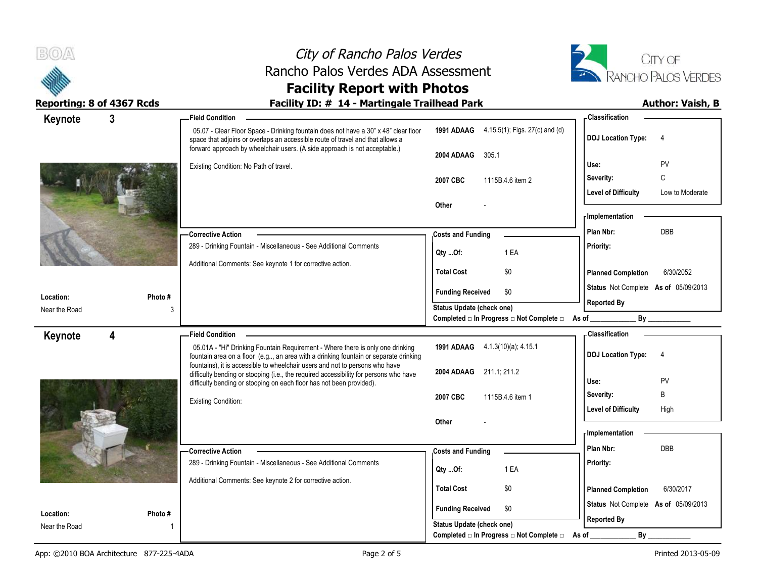# City of Rancho Palos Verdes
## Rancho Palos Verdes ADA Assessment
## Facility Report with Photos

**Reporting: 8 of 4367 Rcds** — **Facility ID: # 14 - Martingale Trailhead Park** — **Author: Vaish, B**

---

### Keynote 3

**Location:** Near the Road
**Photo #:** 3

**Field Condition**

05.07 - Clear Floor Space - Drinking fountain does not have a 30" x 48" clear floor space that adjoins or overlaps an accessible route of travel and that allows a forward approach by wheelchair users. (A side approach is not acceptable.)

Existing Condition: No Path of travel.

| Code | Reference |
|---|---|
| 1991 ADAAG | 4.15.5(1); Figs. 27(c) and (d) |
| 2004 ADAAG | 305.1 |
| 2007 CBC | 1115B.4.6 item 2 |
| Other | - |

**Classification**

| | |
|---|---|
| DOJ Location Type: | 4 |
| Use: | PV |
| Severity: | C |
| Level of Difficulty | Low to Moderate |

**Corrective Action**

289 - Drinking Fountain - Miscellaneous - See Additional Comments

Additional Comments: See keynote 1 for corrective action.

**Costs and Funding**

| | |
|---|---|
| Qty ...Of: | 1 EA |
| Total Cost | $0 |
| Funding Received | $0 |

**Implementation**

| | |
|---|---|
| Plan Nbr: | DBB |
| Priority: | |
| Planned Completion | 6/30/2052 |
| Status | Not Complete As of 05/09/2013 |
| Reported By | |

Status Update (check one)
Completed □ In Progress □ Not Complete □ As of ____________ By ____________

---

### Keynote 4

**Location:** Near the Road
**Photo #:** 1

**Field Condition**

05.01A - "Hi" Drinking Fountain Requirement - Where there is only one drinking fountain area on a floor (e.g.., an area with a drinking fountain or separate drinking fountains), it is accessible to wheelchair users and not to persons who have difficulty bending or stooping (i.e., the required accessibility for persons who have difficulty bending or stooping on each floor has not been provided).

Existing Condition:

| Code | Reference |
|---|---|
| 1991 ADAAG | 4.1.3(10)(a); 4.15.1 |
| 2004 ADAAG | 211.1; 211.2 |
| 2007 CBC | 1115B.4.6 item 1 |
| Other | - |

**Classification**

| | |
|---|---|
| DOJ Location Type: | 4 |
| Use: | PV |
| Severity: | B |
| Level of Difficulty | High |

**Corrective Action**

289 - Drinking Fountain - Miscellaneous - See Additional Comments

Additional Comments: See keynote 2 for corrective action.

**Costs and Funding**

| | |
|---|---|
| Qty ...Of: | 1 EA |
| Total Cost | $0 |
| Funding Received | $0 |

**Implementation**

| | |
|---|---|
| Plan Nbr: | DBB |
| Priority: | |
| Planned Completion | 6/30/2017 |
| Status | Not Complete As of 05/09/2013 |
| Reported By | |

Status Update (check one)
Completed □ In Progress □ Not Complete □ As of ____________ By ____________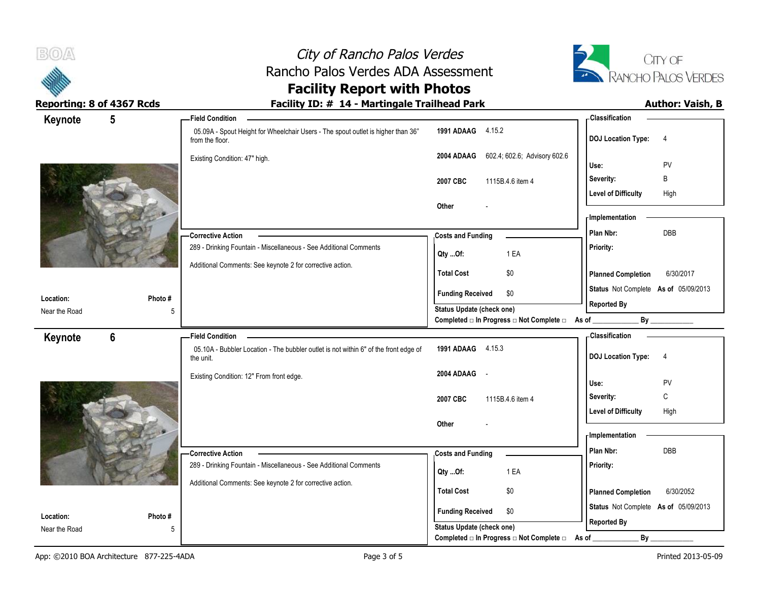# City of Rancho Palos Verdes
## Rancho Palos Verdes ADA Assessment
## Facility Report with Photos

**Reporting: 8 of 4367 Rcds**

**Facility ID: # 14 - Martingale Trailhead Park**

**Author: Vaish, B**

## Keynote 5

**Location:** Near the Road

**Photo #:** 5

**Field Condition**

05.09A - Spout Height for Wheelchair Users - The spout outlet is higher than 36" from the floor.

Existing Condition: 47" high.

| | |
|---|---|
| 1991 ADAAG | 4.15.2 |
| 2004 ADAAG | 602.4; 602.6; Advisory 602.6 |
| 2007 CBC | 1115B.4.6 item 4 |
| Other | - |

**Classification**

| | |
|---|---|
| DOJ Location Type: | 4 |
| Use: | PV |
| Severity: | B |
| Level of Difficulty | High |

**Corrective Action**

289 - Drinking Fountain - Miscellaneous - See Additional Comments

Additional Comments: See keynote 2 for corrective action.

**Costs and Funding**

| | |
|---|---|
| Qty ...Of: | 1 EA |
| Total Cost | $0 |
| Funding Received | $0 |

**Implementation**

| | |
|---|---|
| Plan Nbr: | DBB |
| Priority: | |
| Planned Completion | 6/30/2017 |
| Status | Not Complete As of 05/09/2013 |
| Reported By | |

Status Update (check one)

Completed □ In Progress □ Not Complete □ As of ____________ By ____________

## Keynote 6

**Location:** Near the Road

**Photo #:** 5

**Field Condition**

05.10A - Bubbler Location - The bubbler outlet is not within 6" of the front edge of the unit.

Existing Condition: 12" From front edge.

| | |
|---|---|
| 1991 ADAAG | 4.15.3 |
| 2004 ADAAG | - |
| 2007 CBC | 1115B.4.6 item 4 |
| Other | - |

**Classification**

| | |
|---|---|
| DOJ Location Type: | 4 |
| Use: | PV |
| Severity: | C |
| Level of Difficulty | High |

**Corrective Action**

289 - Drinking Fountain - Miscellaneous - See Additional Comments

Additional Comments: See keynote 2 for corrective action.

**Costs and Funding**

| | |
|---|---|
| Qty ...Of: | 1 EA |
| Total Cost | $0 |
| Funding Received | $0 |

**Implementation**

| | |
|---|---|
| Plan Nbr: | DBB |
| Priority: | |
| Planned Completion | 6/30/2052 |
| Status | Not Complete As of 05/09/2013 |
| Reported By | |

Status Update (check one)

Completed □ In Progress □ Not Complete □ As of ____________ By ____________

App: ©2010 BOA Architecture 877-225-4ADA

Printed 2013-05-09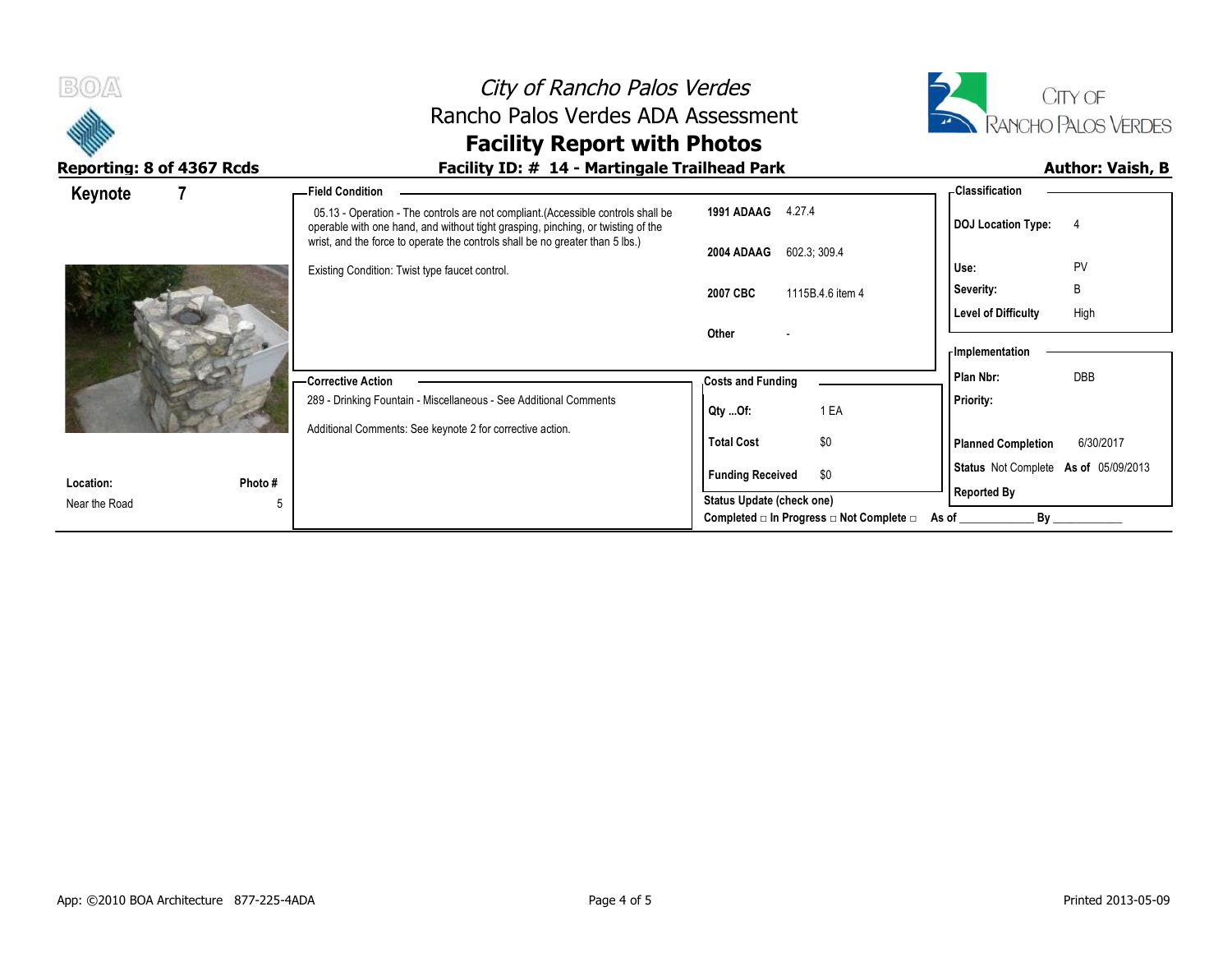# City of Rancho Palos Verdes
## Rancho Palos Verdes ADA Assessment
## Facility Report with Photos

**Reporting: 8 of 4367 Rcds**

**Facility ID: # 14 - Martingale Trailhead Park**

**Author: Vaish, B**

**Keynote 7**

**Field Condition**

05.13 - Operation - The controls are not compliant.(Accessible controls shall be operable with one hand, and without tight grasping, pinching, or twisting of the wrist, and the force to operate the controls shall be no greater than 5 lbs.)

Existing Condition: Twist type faucet control.

| | |
|---|---|
| **1991 ADAAG** | 4.27.4 |
| **2004 ADAAG** | 602.3; 309.4 |
| **2007 CBC** | 1115B.4.6 item 4 |
| **Other** | - |

**Classification**

| | |
|---|---|
| **DOJ Location Type:** | 4 |
| **Use:** | PV |
| **Severity:** | B |
| **Level of Difficulty** | High |

**Corrective Action**

289 - Drinking Fountain - Miscellaneous - See Additional Comments

Additional Comments: See keynote 2 for corrective action.

**Costs and Funding**

| | |
|---|---|
| **Qty ...Of:** | 1 EA |
| **Total Cost** | $0 |
| **Funding Received** | $0 |

**Implementation**

| | |
|---|---|
| **Plan Nbr:** | DBB |
| **Priority:** | |
| **Planned Completion** | 6/30/2017 |
| **Status** Not Complete | **As of** 05/09/2013 |
| **Reported By** | |

**Location:** Near the Road

**Photo #** 5

**Status Update (check one)**

Completed □ In Progress □ Not Complete □ As of ____________ By ____________

App: ©2010 BOA Architecture 877-225-4ADA

Printed 2013-05-09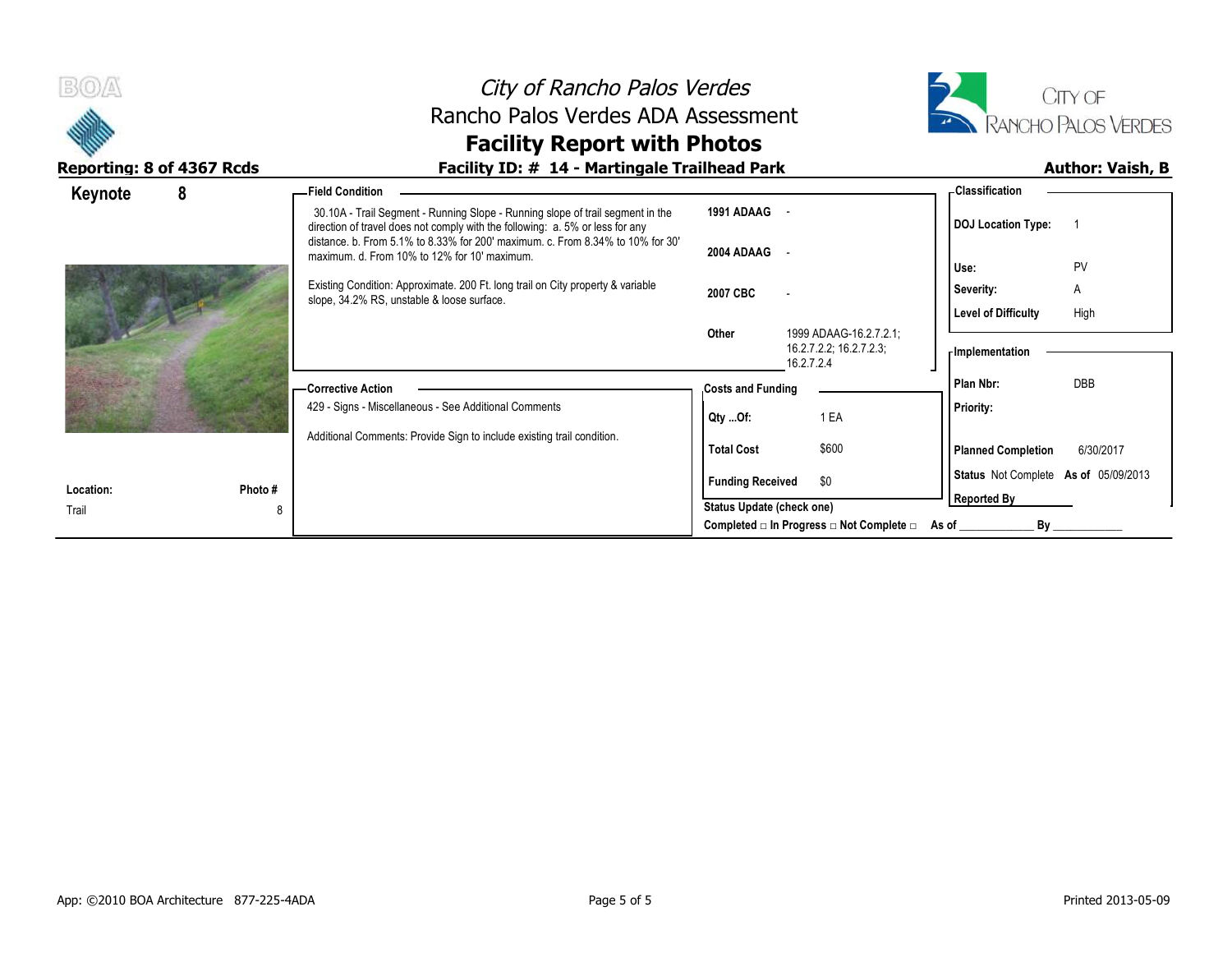# City of Rancho Palos Verdes
## Rancho Palos Verdes ADA Assessment
## Facility Report with Photos

**Reporting: 8 of 4367 Rcds**

**Facility ID: # 14 - Martingale Trailhead Park**

**Author: Vaish, B**

**Keynote** 8

**Location:** Trail

**Photo #** 8

### Field Condition

30.10A - Trail Segment - Running Slope - Running slope of trail segment in the direction of travel does not comply with the following: a. 5% or less for any distance. b. From 5.1% to 8.33% for 200' maximum. c. From 8.34% to 10% for 30' maximum. d. From 10% to 12% for 10' maximum.

Existing Condition: Approximate. 200 Ft. long trail on City property & variable slope, 34.2% RS, unstable & loose surface.

| | |
|---|---|
| 1991 ADAAG | - |
| 2004 ADAAG | - |
| 2007 CBC | - |
| Other | 1999 ADAAG-16.2.7.2.1; 16.2.7.2.2; 16.2.7.2.3; 16.2.7.2.4 |

### Classification

| | |
|---|---|
| DOJ Location Type: | 1 |
| Use: | PV |
| Severity: | A |
| Level of Difficulty | High |

### Corrective Action

429 - Signs - Miscellaneous - See Additional Comments

Additional Comments: Provide Sign to include existing trail condition.

### Costs and Funding

| | |
|---|---|
| Qty ...Of: | 1 EA |
| Total Cost | $600 |
| Funding Received | $0 |

### Implementation

| | |
|---|---|
| Plan Nbr: | DBB |
| Priority: | |
| Planned Completion | 6/30/2017 |
| Status | Not Complete As of 05/09/2013 |
| Reported By | |

**Status Update (check one)**

**Completed** □ **In Progress** □ **Not Complete** □ **As of** ____________ **By** ____________

App: ©2010 BOA Architecture 877-225-4ADA

Printed 2013-05-09